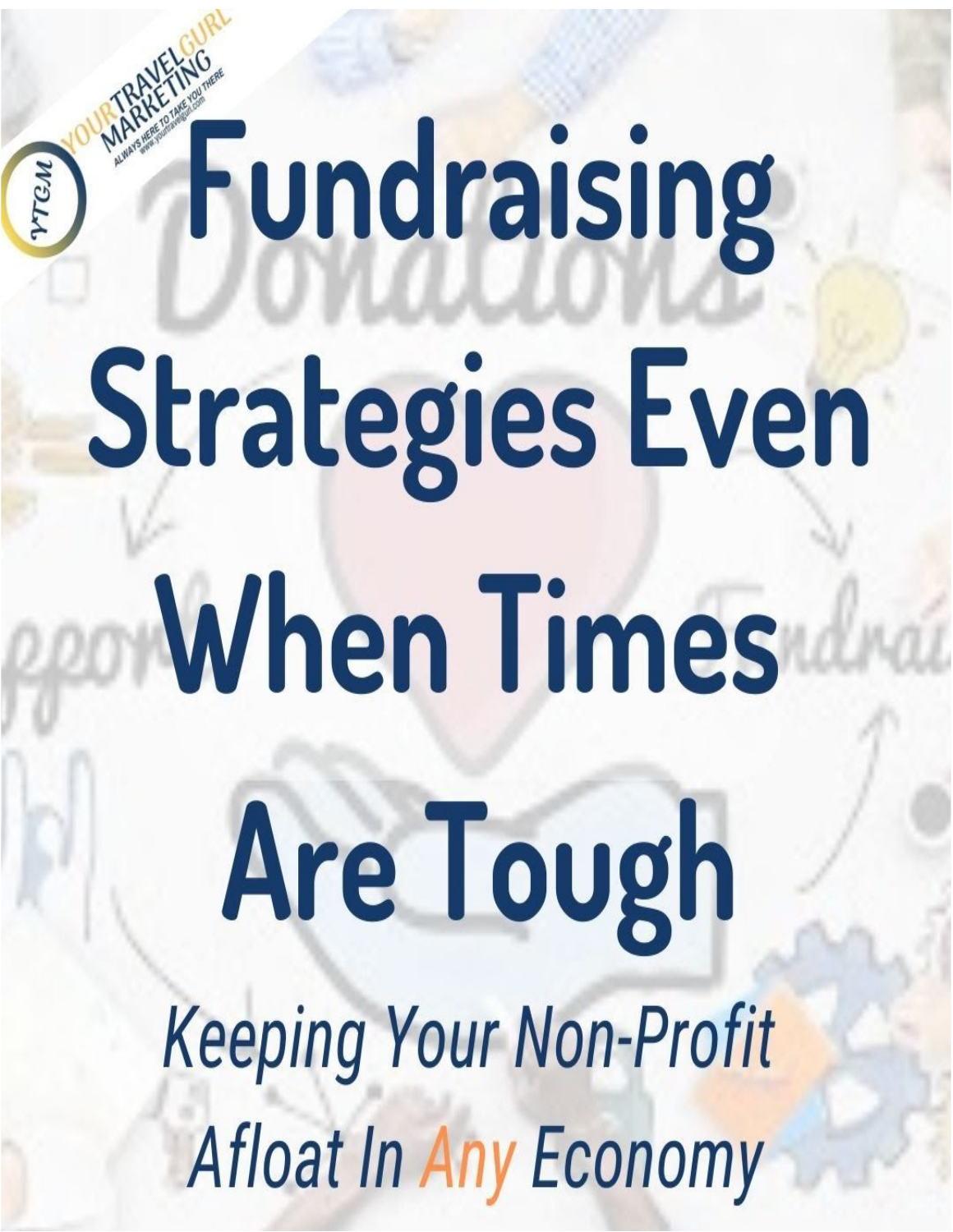YOURTRAVELGURL MARKETING
ALWAYS HERE TO TAKE YOU THERE

# Fundraising Strategies Even When Times Are Tough

*Keeping Your Non-Profit Afloat In Any Economy*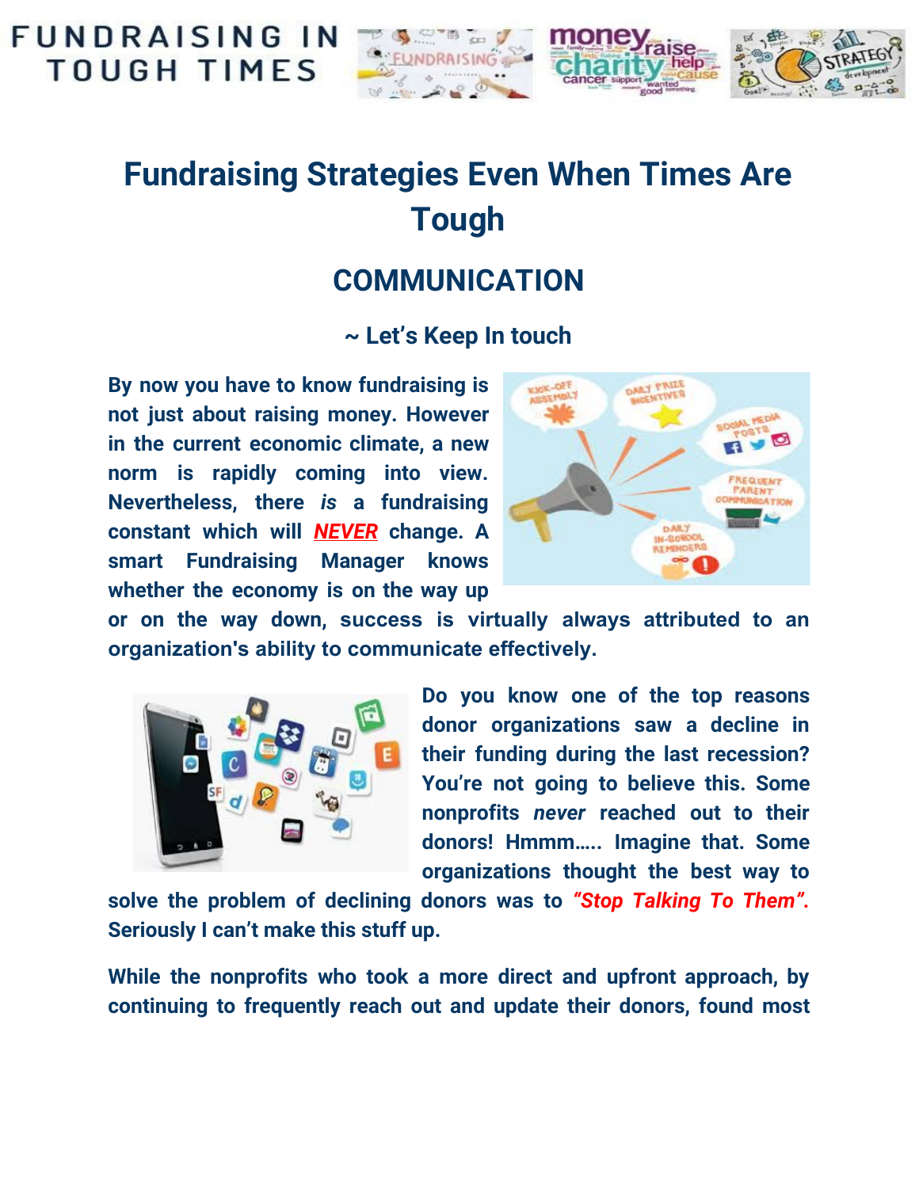# Fundraising Strategies Even When Times Are Tough

## COMMUNICATION

### ~ Let's Keep In touch

**By now you have to know fundraising is not just about raising money. However in the current economic climate, a new norm is rapidly coming into view. Nevertheless, there *is* a fundraising constant which will *NEVER* change. A smart Fundraising Manager knows whether the economy is on the way up or on the way down, success is virtually always attributed to an organization's ability to communicate effectively.**

**Do you know one of the top reasons donor organizations saw a decline in their funding during the last recession? You're not going to believe this. Some nonprofits *never* reached out to their donors! Hmmm….. Imagine that. Some organizations thought the best way to solve the problem of declining donors was to *"Stop Talking To Them"*. Seriously I can't make this stuff up.**

**While the nonprofits who took a more direct and upfront approach, by continuing to frequently reach out and update their donors, found most**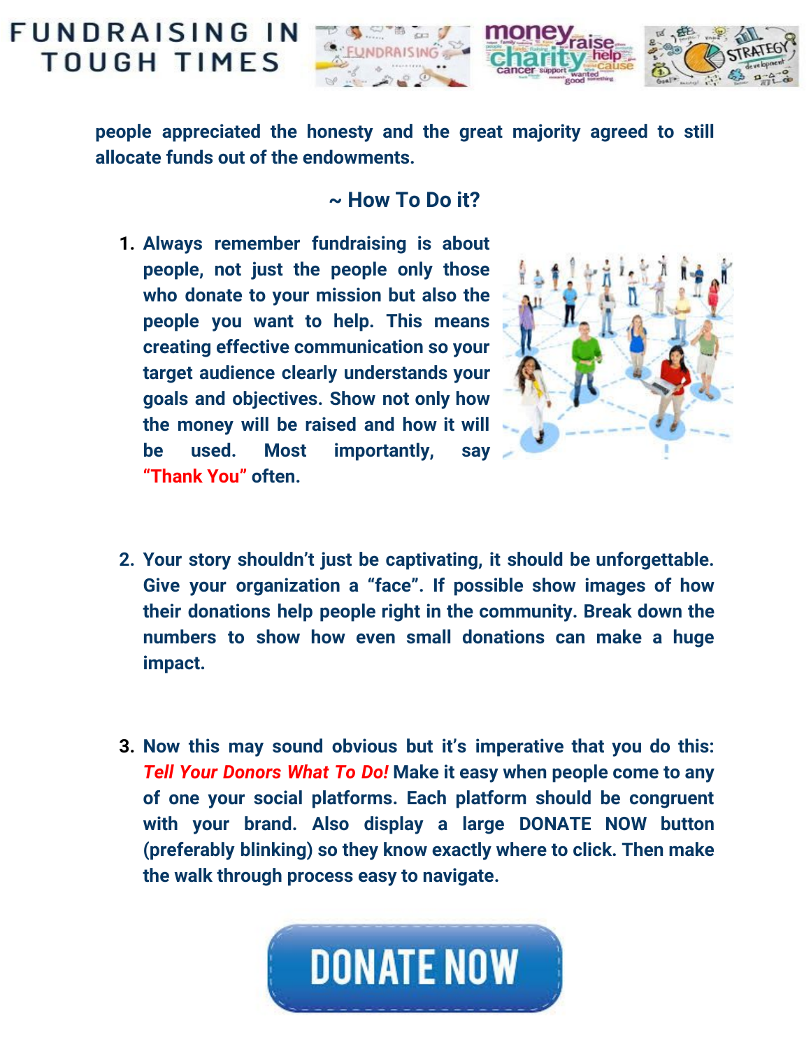people appreciated the honesty and the great majority agreed to still allocate funds out of the endowments.

## ~ How To Do it?

1. **Always remember fundraising is about people, not just the people only those who donate to your mission but also the people you want to help. This means creating effective communication so your target audience clearly understands your goals and objectives. Show not only how the money will be raised and how it will be used. Most importantly, say "Thank You" often.**

2. **Your story shouldn't just be captivating, it should be unforgettable. Give your organization a "face". If possible show images of how their donations help people right in the community. Break down the numbers to show how even small donations can make a huge impact.**

3. **Now this may sound obvious but it's imperative that you do this: *Tell Your Donors What To Do!* Make it easy when people come to any of one your social platforms. Each platform should be congruent with your brand. Also display a large DONATE NOW button (preferably blinking) so they know exactly where to click. Then make the walk through process easy to navigate.**

DONATE NOW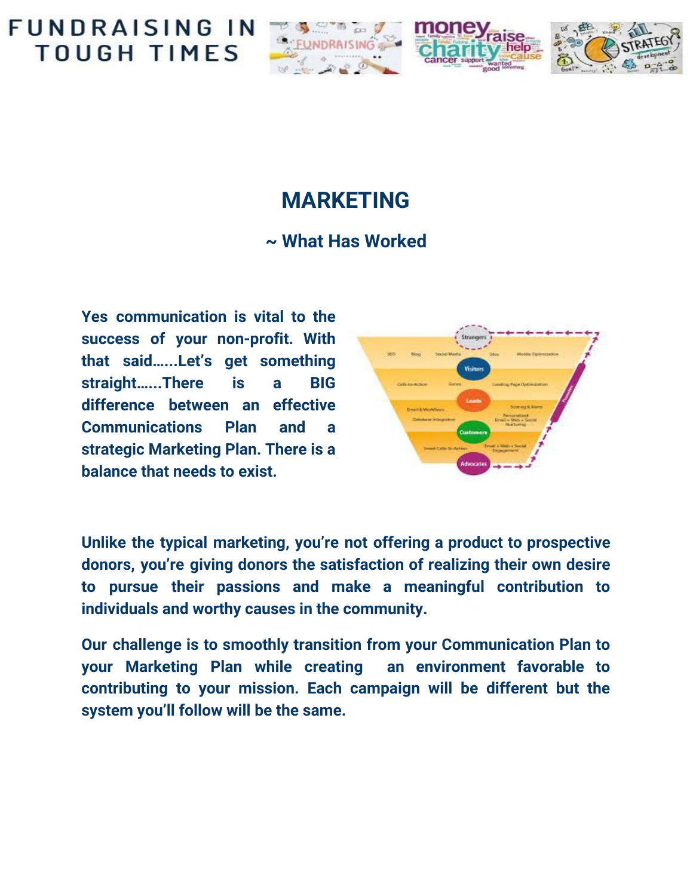# MARKETING

## ~ What Has Worked

**Yes communication is vital to the success of your non-profit. With that said......Let's get something straight......There is a BIG difference between an effective Communications Plan and a strategic Marketing Plan. There is a balance that needs to exist.**

**Unlike the typical marketing, you're not offering a product to prospective donors, you're giving donors the satisfaction of realizing their own desire to pursue their passions and make a meaningful contribution to individuals and worthy causes in the community.**

**Our challenge is to smoothly transition from your Communication Plan to your Marketing Plan while creating an environment favorable to contributing to your mission. Each campaign will be different but the system you'll follow will be the same.**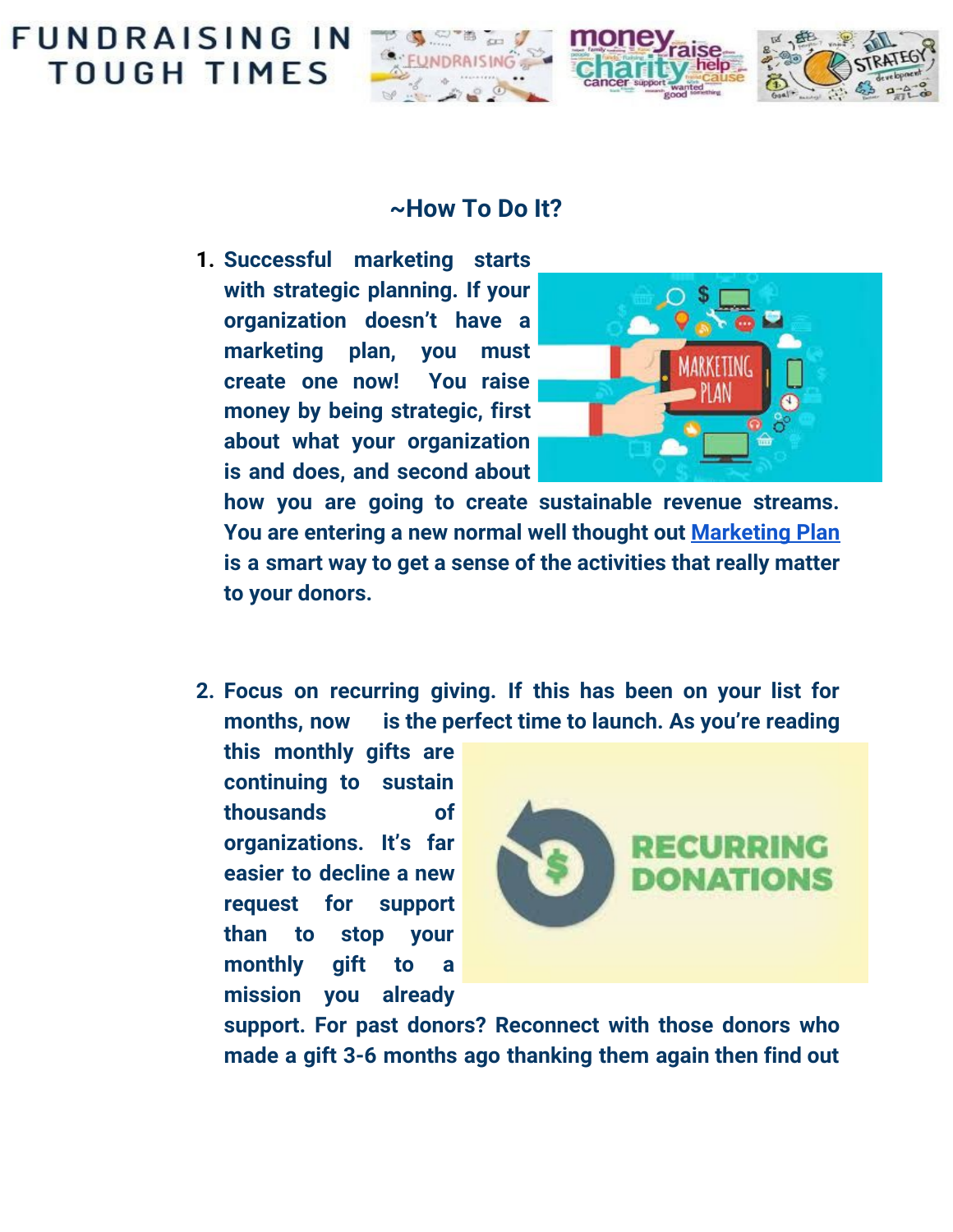## ~How To Do It?

1. **Successful marketing starts with strategic planning. If your organization doesn't have a marketing plan, you must create one now! You raise money by being strategic, first about what your organization is and does, and second about how you are going to create sustainable revenue streams. You are entering a new normal well thought out Marketing Plan is a smart way to get a sense of the activities that really matter to your donors.**

2. **Focus on recurring giving. If this has been on your list for months, now is the perfect time to launch. As you're reading this monthly gifts are continuing to sustain thousands of organizations. It's far easier to decline a new request for support than to stop your monthly gift to a mission you already support. For past donors? Reconnect with those donors who made a gift 3-6 months ago thanking them again then find out**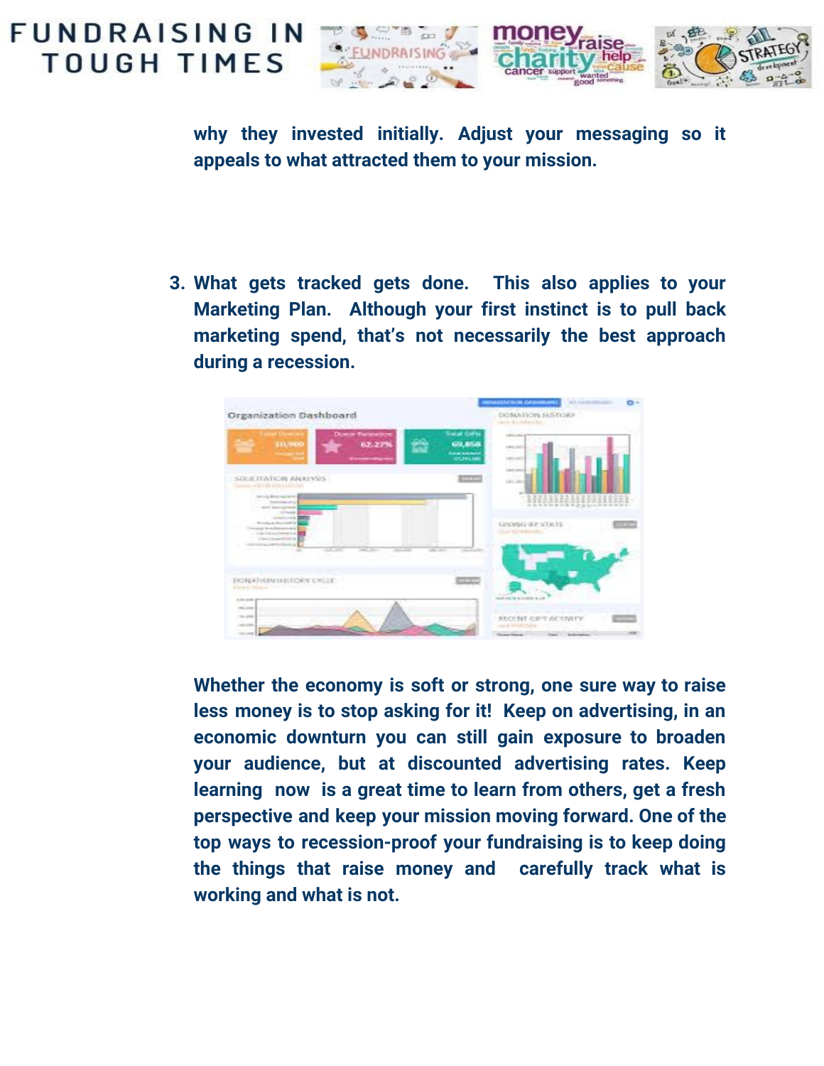why they invested initially. Adjust your messaging so it appeals to what attracted them to your mission.

3. What gets tracked gets done. This also applies to your Marketing Plan. Although your first instinct is to pull back marketing spend, that's not necessarily the best approach during a recession.

   Whether the economy is soft or strong, one sure way to raise less money is to stop asking for it! Keep on advertising, in an economic downturn you can still gain exposure to broaden your audience, but at discounted advertising rates. Keep learning now is a great time to learn from others, get a fresh perspective and keep your mission moving forward. One of the top ways to recession-proof your fundraising is to keep doing the things that raise money and carefully track what is working and what is not.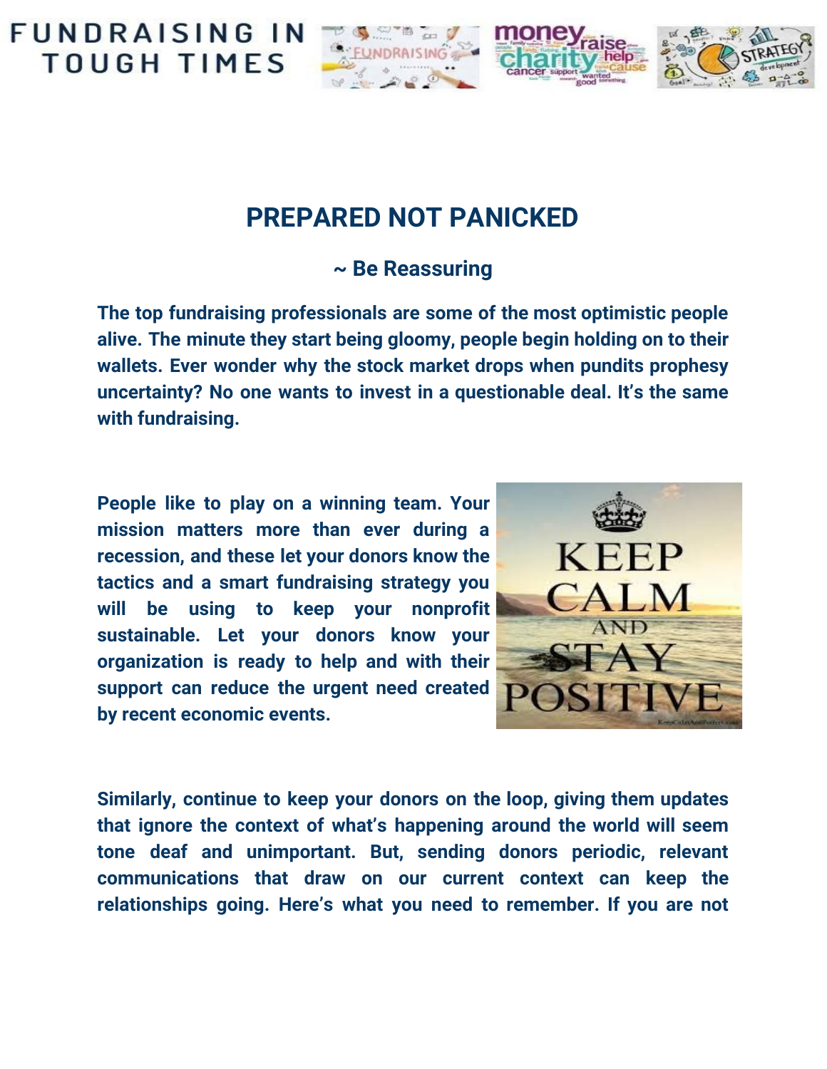# PREPARED NOT PANICKED

## ~ Be Reassuring

**The top fundraising professionals are some of the most optimistic people alive. The minute they start being gloomy, people begin holding on to their wallets. Ever wonder why the stock market drops when pundits prophesy uncertainty? No one wants to invest in a questionable deal. It's the same with fundraising.**

**People like to play on a winning team. Your mission matters more than ever during a recession, and these let your donors know the tactics and a smart fundraising strategy you will be using to keep your nonprofit sustainable. Let your donors know your organization is ready to help and with their support can reduce the urgent need created by recent economic events.**

**Similarly, continue to keep your donors on the loop, giving them updates that ignore the context of what's happening around the world will seem tone deaf and unimportant. But, sending donors periodic, relevant communications that draw on our current context can keep the relationships going. Here's what you need to remember. If you are not**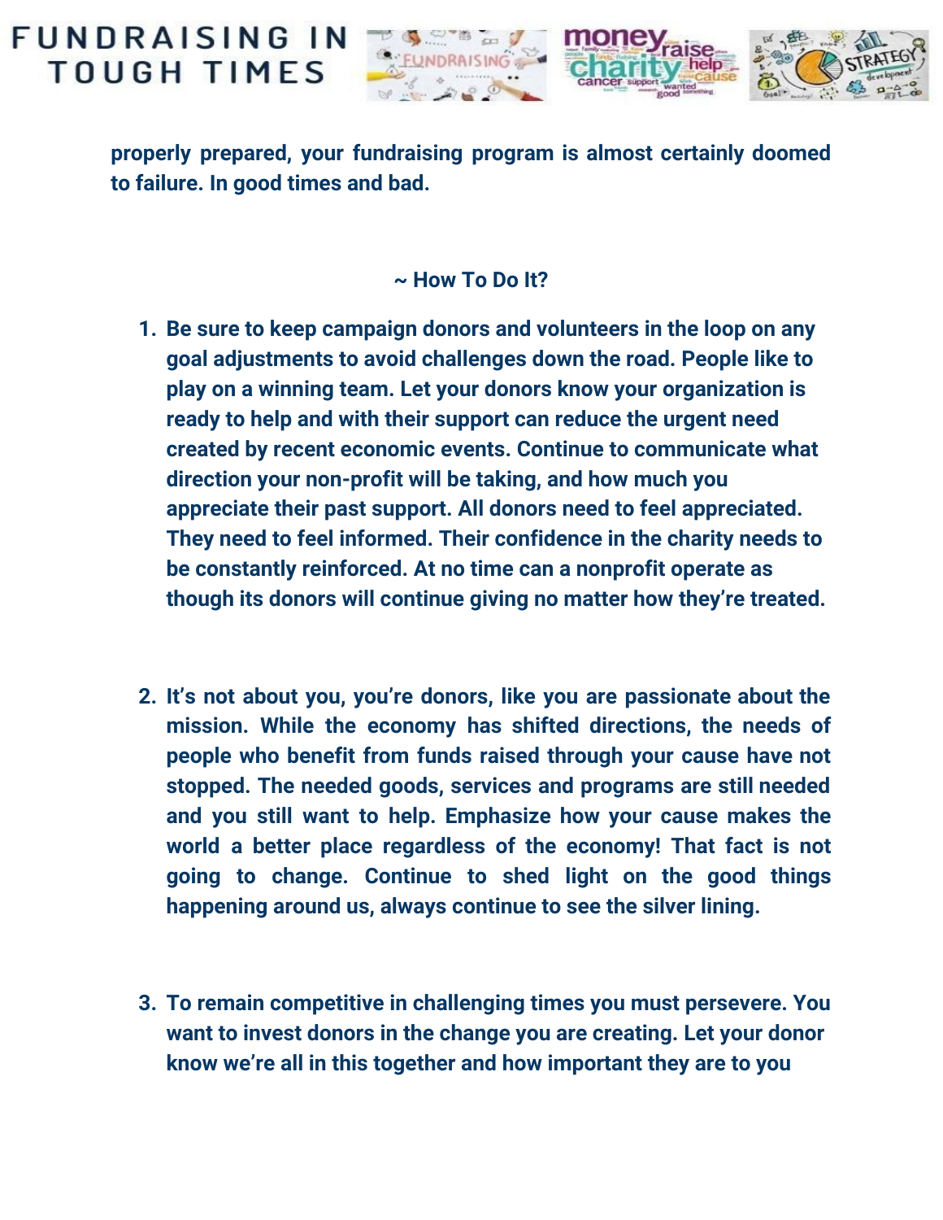**properly prepared, your fundraising program is almost certainly doomed to failure. In good times and bad.**

**~ How To Do It?**

1. **Be sure to keep campaign donors and volunteers in the loop on any goal adjustments to avoid challenges down the road. People like to play on a winning team. Let your donors know your organization is ready to help and with their support can reduce the urgent need created by recent economic events. Continue to communicate what direction your non-profit will be taking, and how much you appreciate their past support. All donors need to feel appreciated. They need to feel informed. Their confidence in the charity needs to be constantly reinforced. At no time can a nonprofit operate as though its donors will continue giving no matter how they're treated.**

2. **It's not about you, you're donors, like you are passionate about the mission. While the economy has shifted directions, the needs of people who benefit from funds raised through your cause have not stopped. The needed goods, services and programs are still needed and you still want to help. Emphasize how your cause makes the world a better place regardless of the economy! That fact is not going to change. Continue to shed light on the good things happening around us, always continue to see the silver lining.**

3. **To remain competitive in challenging times you must persevere. You want to invest donors in the change you are creating. Let your donor know we're all in this together and how important they are to you**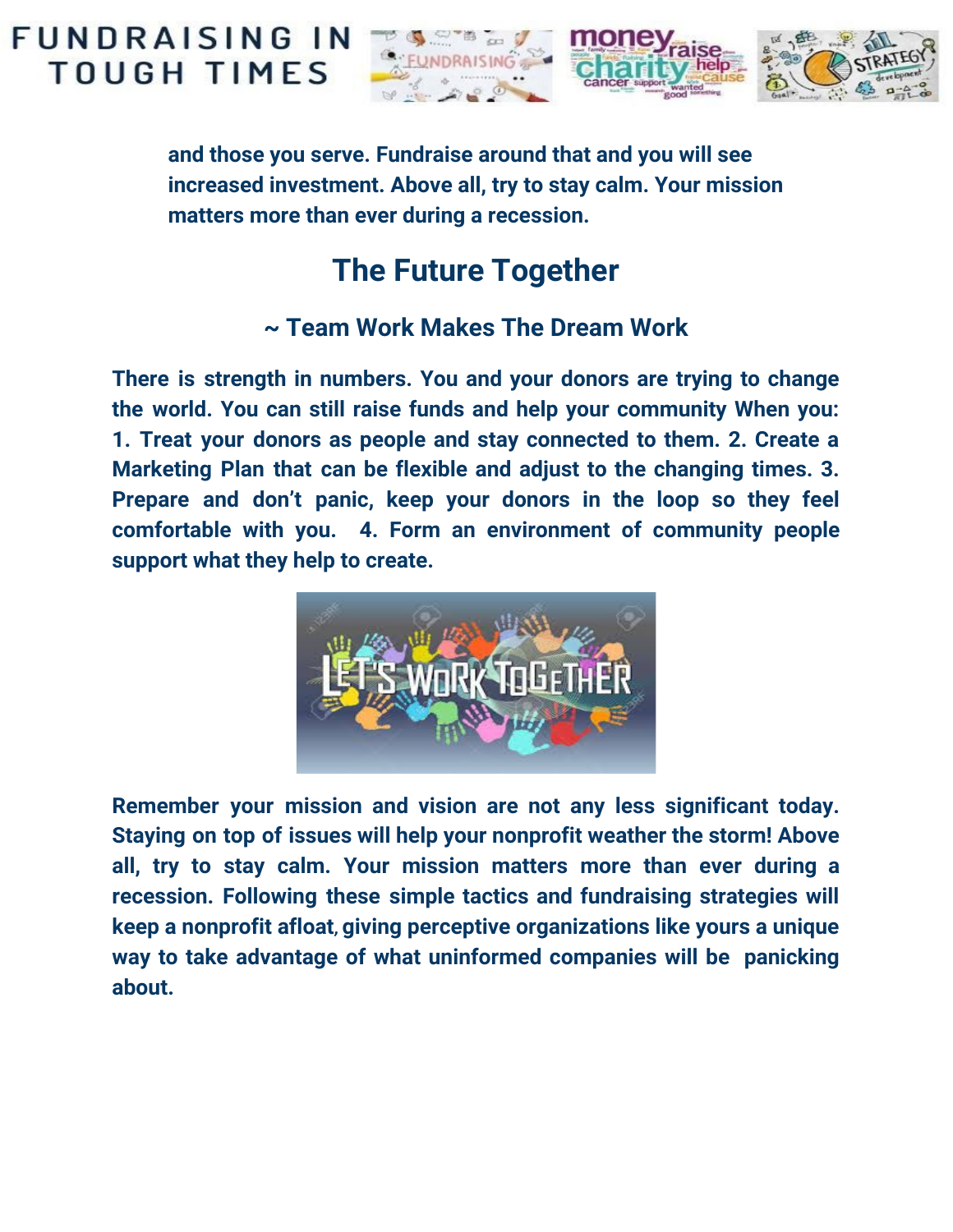and those you serve. Fundraise around that and you will see increased investment. Above all, try to stay calm. Your mission matters more than ever during a recession.

## The Future Together

### ~ Team Work Makes The Dream Work

There is strength in numbers. You and your donors are trying to change the world. You can still raise funds and help your community When you: 1. Treat your donors as people and stay connected to them. 2. Create a Marketing Plan that can be flexible and adjust to the changing times. 3. Prepare and don't panic, keep your donors in the loop so they feel comfortable with you. 4. Form an environment of community people support what they help to create.

Remember your mission and vision are not any less significant today. Staying on top of issues will help your nonprofit weather the storm! Above all, try to stay calm. Your mission matters more than ever during a recession. Following these simple tactics and fundraising strategies will keep a nonprofit afloat, giving perceptive organizations like yours a unique way to take advantage of what uninformed companies will be panicking about.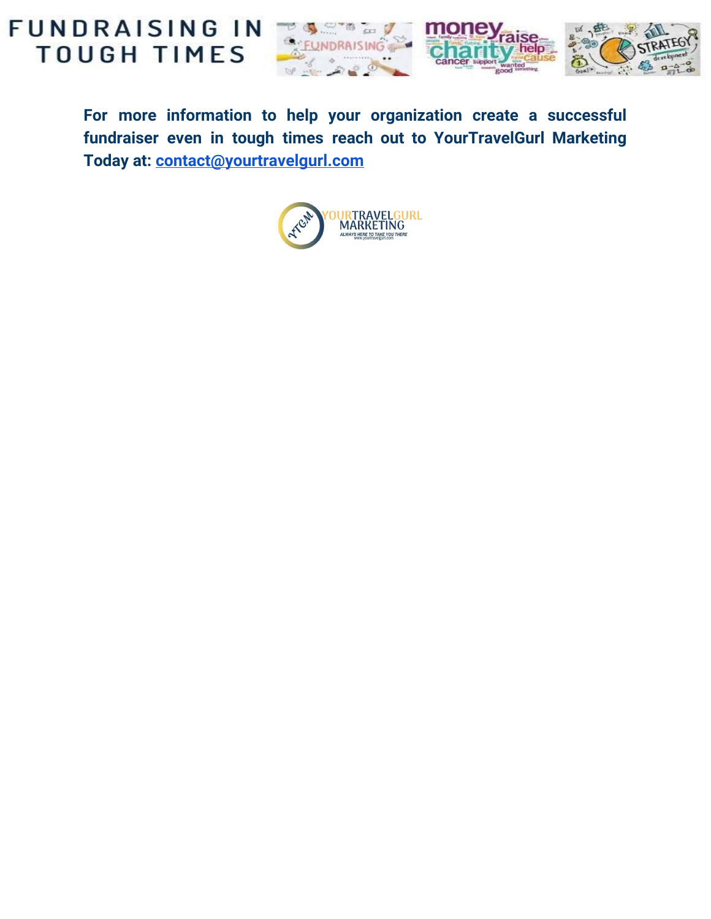**For more information to help your organization create a successful fundraiser even in tough times reach out to YourTravelGurl Marketing Today at: contact@yourtravelgurl.com**